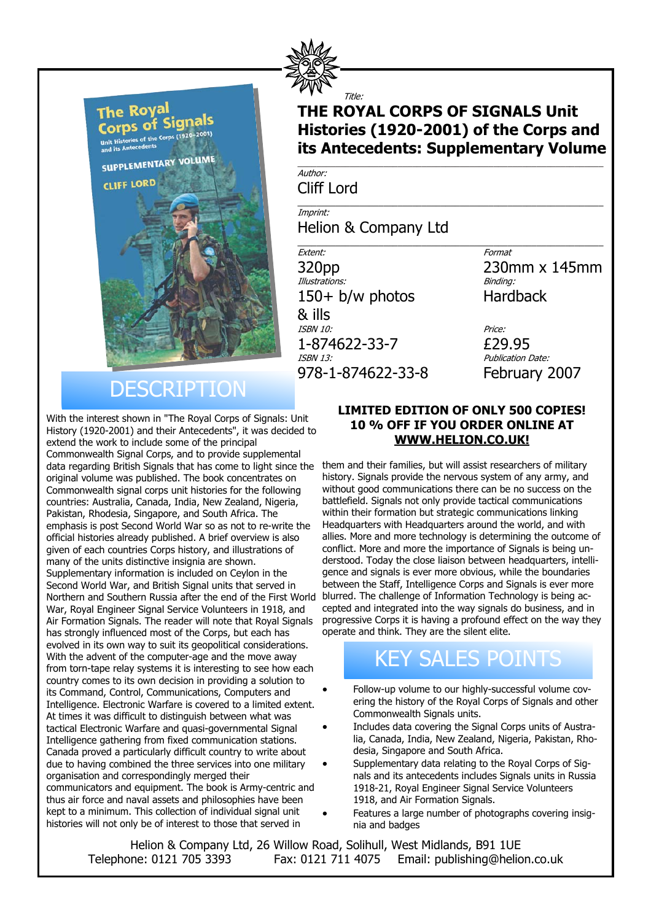*Title:*

# THE ROYAL CORPS OF SIGNALS Unit Histories (1920-2001) of the Corps and its Antecedents: Supplementary Volume

*Author:*
Cliff Lord

*Imprint:*
Helion & Company Ltd

*Extent:*
320pp

*Illustrations:*
150+ b/w photos & ills

*ISBN 10:*
1-874622-33-7

*ISBN 13:*
978-1-874622-33-8

*Format*
230mm x 145mm

*Binding:*
Hardback

*Price:*
£29.95

*Publication Date:*
February 2007

**LIMITED EDITION OF ONLY 500 COPIES!**
**10 % OFF IF YOU ORDER ONLINE AT WWW.HELION.CO.UK!**

## DESCRIPTION

With the interest shown in "The Royal Corps of Signals: Unit History (1920-2001) and their Antecedents", it was decided to extend the work to include some of the principal Commonwealth Signal Corps, and to provide supplemental data regarding British Signals that has come to light since the original volume was published. The book concentrates on Commonwealth signal corps unit histories for the following countries: Australia, Canada, India, New Zealand, Nigeria, Pakistan, Rhodesia, Singapore, and South Africa. The emphasis is post Second World War so as not to re-write the official histories already published. A brief overview is also given of each countries Corps history, and illustrations of many of the units distinctive insignia are shown. Supplementary information is included on Ceylon in the Second World War, and British Signal units that served in Northern and Southern Russia after the end of the First World War, Royal Engineer Signal Service Volunteers in 1918, and Air Formation Signals. The reader will note that Royal Signals has strongly influenced most of the Corps, but each has evolved in its own way to suit its geopolitical considerations. With the advent of the computer-age and the move away from torn-tape relay systems it is interesting to see how each country comes to its own decision in providing a solution to its Command, Control, Communications, Computers and Intelligence. Electronic Warfare is covered to a limited extent. At times it was difficult to distinguish between what was tactical Electronic Warfare and quasi-governmental Signal Intelligence gathering from fixed communication stations. Canada proved a particularly difficult country to write about due to having combined the three services into one military organisation and correspondingly merged their communicators and equipment. The book is Army-centric and thus air force and naval assets and philosophies have been kept to a minimum. This collection of individual signal unit histories will not only be of interest to those that served in them and their families, but will assist researchers of military history. Signals provide the nervous system of any army, and without good communications there can be no success on the battlefield. Signals not only provide tactical communications within their formation but strategic communications linking Headquarters with Headquarters around the world, and with allies. More and more technology is determining the outcome of conflict. More and more the importance of Signals is being understood. Today the close liaison between headquarters, intelligence and signals is ever more obvious, while the boundaries between the Staff, Intelligence Corps and Signals is ever more blurred. The challenge of Information Technology is being accepted and integrated into the way signals do business, and in progressive Corps it is having a profound effect on the way they operate and think. They are the silent elite.

## KEY SALES POINTS

- Follow-up volume to our highly-successful volume covering the history of the Royal Corps of Signals and other Commonwealth Signals units.
- Includes data covering the Signal Corps units of Australia, Canada, India, New Zealand, Nigeria, Pakistan, Rhodesia, Singapore and South Africa.
- Supplementary data relating to the Royal Corps of Signals and its antecedents includes Signals units in Russia 1918-21, Royal Engineer Signal Service Volunteers 1918, and Air Formation Signals.
- Features a large number of photographs covering insignia and badges

Helion & Company Ltd, 26 Willow Road, Solihull, West Midlands, B91 1UE
Telephone: 0121 705 3393 Fax: 0121 711 4075 Email: publishing@helion.co.uk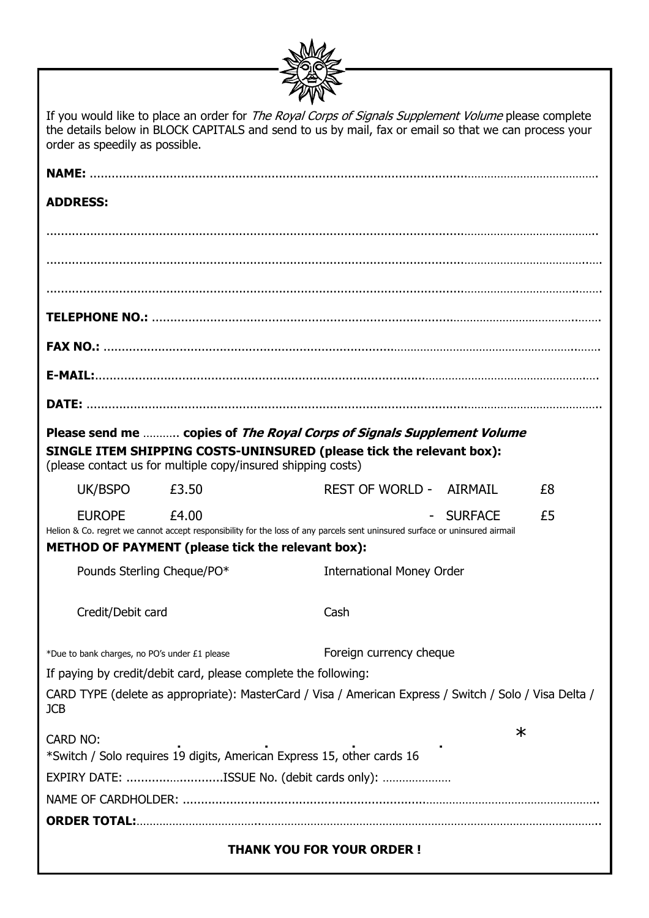If you would like to place an order for *The Royal Corps of Signals Supplement Volume* please complete the details below in BLOCK CAPITALS and send to us by mail, fax or email so that we can process your order as speedily as possible.

**NAME:** ...........................................................................................................................................

**ADDRESS:**

...........................................................................................................................................

...........................................................................................................................................

...........................................................................................................................................

**TELEPHONE NO.:** ...........................................................................................................................................

**FAX NO.:** ...........................................................................................................................................

**E-MAIL:**...........................................................................................................................................

**DATE:** ...........................................................................................................................................

**Please send me** ……….. **copies of *The Royal Corps of Signals Supplement Volume***

**SINGLE ITEM SHIPPING COSTS-UNINSURED (please tick the relevant box):**
(please contact us for multiple copy/insured shipping costs)

| | | | | |
|---|---|---|---|---|
| UK/BSPO | £3.50 | REST OF WORLD - | AIRMAIL | £8 |
| EUROPE | £4.00 | - | SURFACE | £5 |

Helion & Co. regret we cannot accept responsibility for the loss of any parcels sent uninsured surface or uninsured airmail

**METHOD OF PAYMENT (please tick the relevant box):**

| | |
|---|---|
| Pounds Sterling Cheque/PO* | International Money Order |
| Credit/Debit card | Cash |
| *Due to bank charges, no PO's under £1 please | Foreign currency cheque |

If paying by credit/debit card, please complete the following:

CARD TYPE (delete as appropriate): MasterCard / Visa / American Express / Switch / Solo / Visa Delta / JCB

CARD NO: . . . . *

*Switch / Solo requires 19 digits, American Express 15, other cards 16

EXPIRY DATE: ...........................ISSUE No. (debit cards only): …………………

NAME OF CARDHOLDER: ...........................................................................................................................................

**ORDER TOTAL:**...........................................................................................................................................

**THANK YOU FOR YOUR ORDER !**